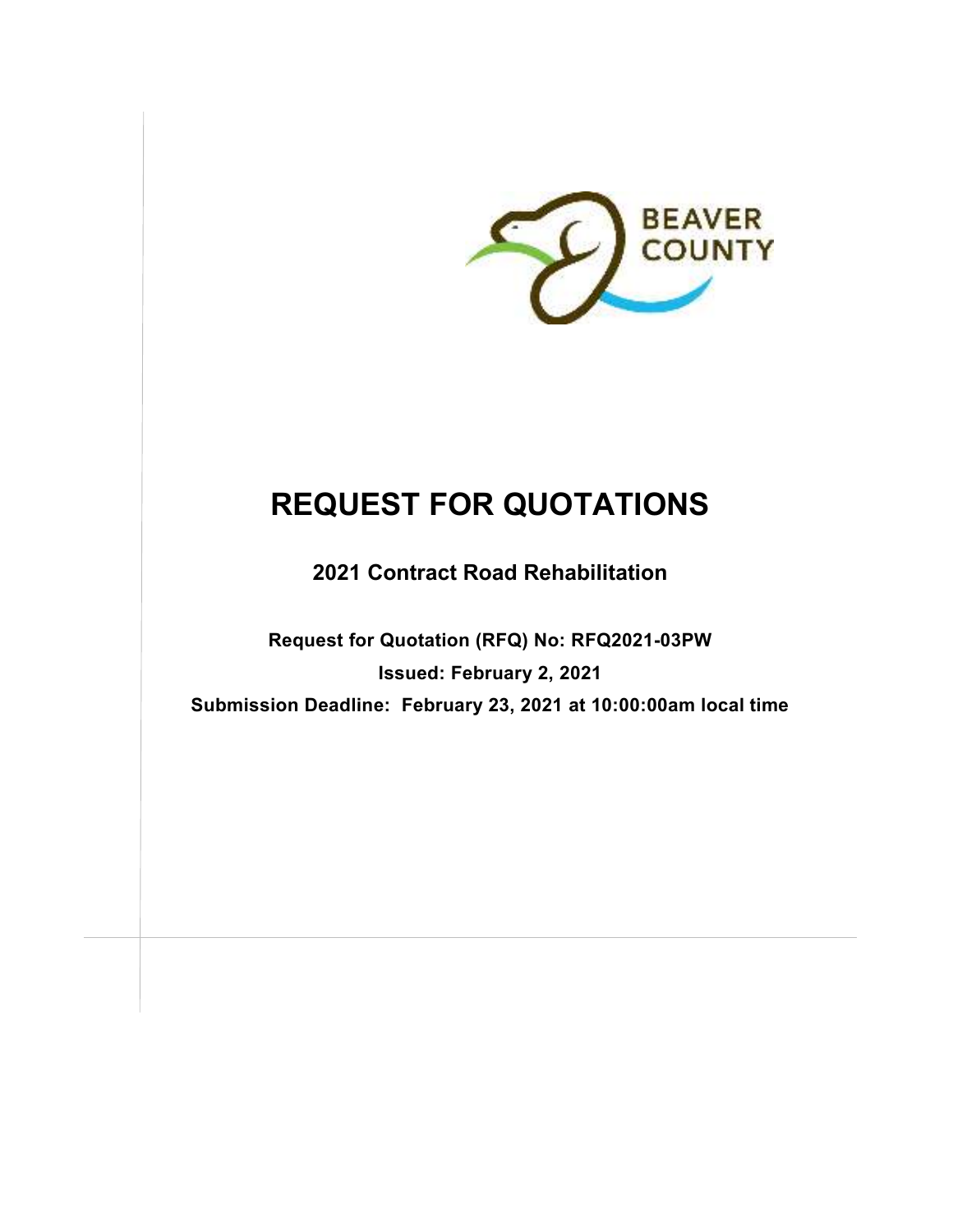BEAVER COUNTY

# REQUEST FOR QUOTATIONS

## 2021 Contract Road Rehabilitation

**Request for Quotation (RFQ) No: RFQ2021-03PW**

**Issued: February 2, 2021**

**Submission Deadline: February 23, 2021 at 10:00:00am local time**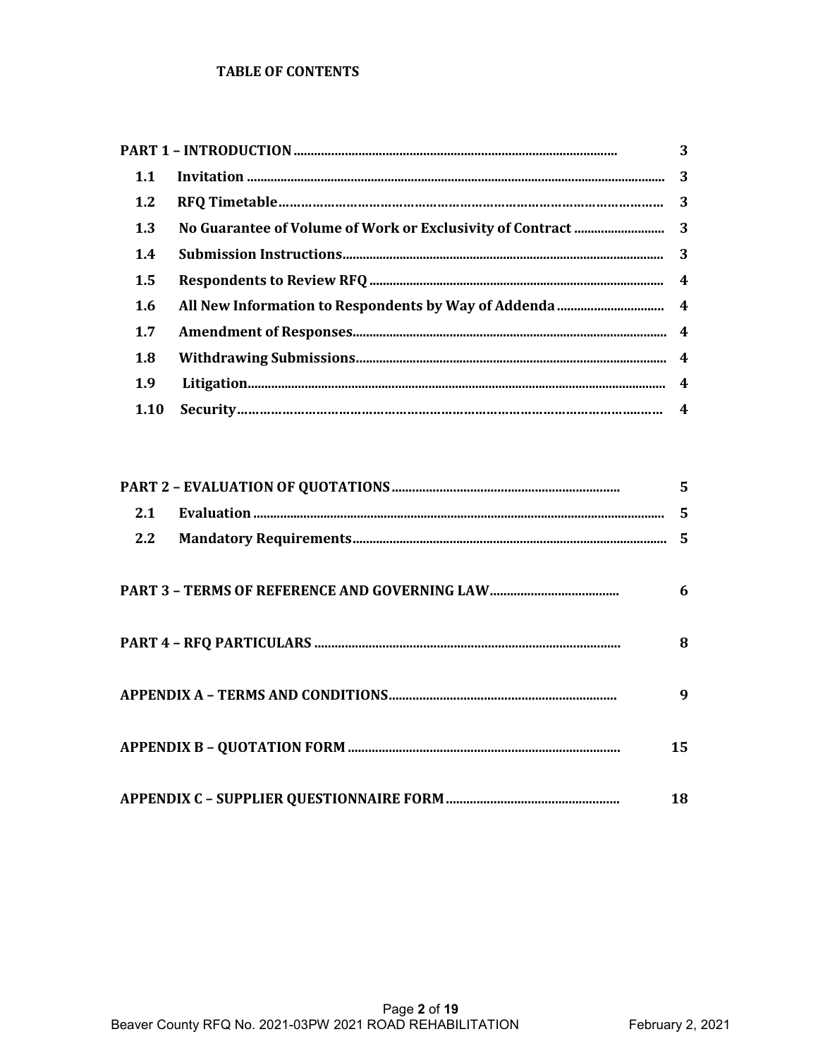**TABLE OF CONTENTS**

| | | |
|---|---|---|
| **PART 1 – INTRODUCTION** | | **3** |
| **1.1** | **Invitation** | **3** |
| **1.2** | **RFQ Timetable** | **3** |
| **1.3** | **No Guarantee of Volume of Work or Exclusivity of Contract** | **3** |
| **1.4** | **Submission Instructions** | **3** |
| **1.5** | **Respondents to Review RFQ** | **4** |
| **1.6** | **All New Information to Respondents by Way of Addenda** | **4** |
| **1.7** | **Amendment of Responses** | **4** |
| **1.8** | **Withdrawing Submissions** | **4** |
| **1.9** | **Litigation** | **4** |
| **1.10** | **Security** | **4** |
| **PART 2 – EVALUATION OF QUOTATIONS** | | **5** |
| **2.1** | **Evaluation** | **5** |
| **2.2** | **Mandatory Requirements** | **5** |
| **PART 3 – TERMS OF REFERENCE AND GOVERNING LAW** | | **6** |
| **PART 4 – RFQ PARTICULARS** | | **8** |
| **APPENDIX A – TERMS AND CONDITIONS** | | **9** |
| **APPENDIX B – QUOTATION FORM** | | **15** |
| **APPENDIX C – SUPPLIER QUESTIONNAIRE FORM** | | **18** |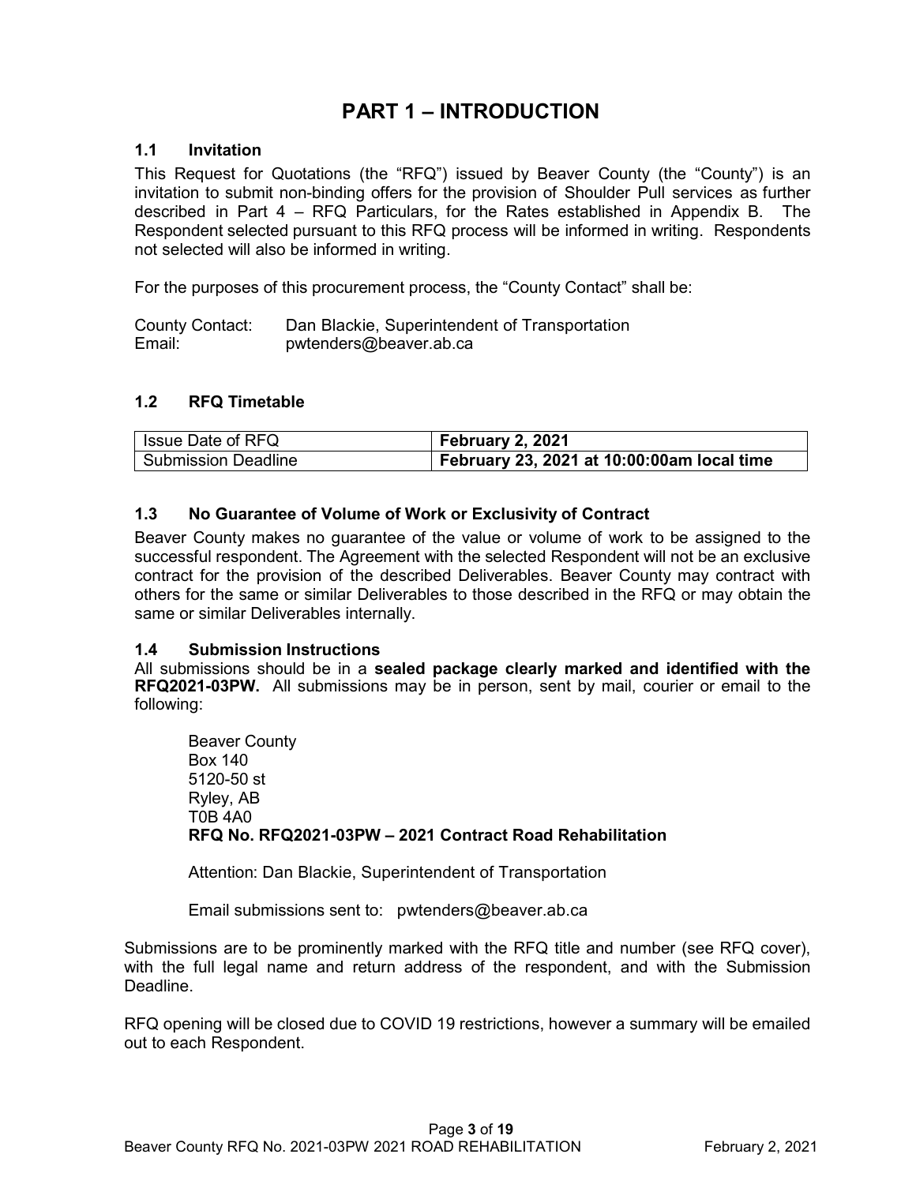# PART 1 – INTRODUCTION

## 1.1 Invitation

This Request for Quotations (the "RFQ") issued by Beaver County (the "County") is an invitation to submit non-binding offers for the provision of Shoulder Pull services as further described in Part 4 – RFQ Particulars, for the Rates established in Appendix B. The Respondent selected pursuant to this RFQ process will be informed in writing. Respondents not selected will also be informed in writing.

For the purposes of this procurement process, the "County Contact" shall be:

County Contact: Dan Blackie, Superintendent of Transportation
Email: pwtenders@beaver.ab.ca

## 1.2 RFQ Timetable

| Issue Date of RFQ | **February 2, 2021** |
|---|---|
| Submission Deadline | **February 23, 2021 at 10:00:00am local time** |

## 1.3 No Guarantee of Volume of Work or Exclusivity of Contract

Beaver County makes no guarantee of the value or volume of work to be assigned to the successful respondent. The Agreement with the selected Respondent will not be an exclusive contract for the provision of the described Deliverables. Beaver County may contract with others for the same or similar Deliverables to those described in the RFQ or may obtain the same or similar Deliverables internally.

## 1.4 Submission Instructions

All submissions should be in a **sealed package clearly marked and identified with the RFQ2021-03PW.** All submissions may be in person, sent by mail, courier or email to the following:

Beaver County
Box 140
5120-50 st
Ryley, AB
T0B 4A0
**RFQ No. RFQ2021-03PW – 2021 Contract Road Rehabilitation**

Attention: Dan Blackie, Superintendent of Transportation

Email submissions sent to: pwtenders@beaver.ab.ca

Submissions are to be prominently marked with the RFQ title and number (see RFQ cover), with the full legal name and return address of the respondent, and with the Submission Deadline.

RFQ opening will be closed due to COVID 19 restrictions, however a summary will be emailed out to each Respondent.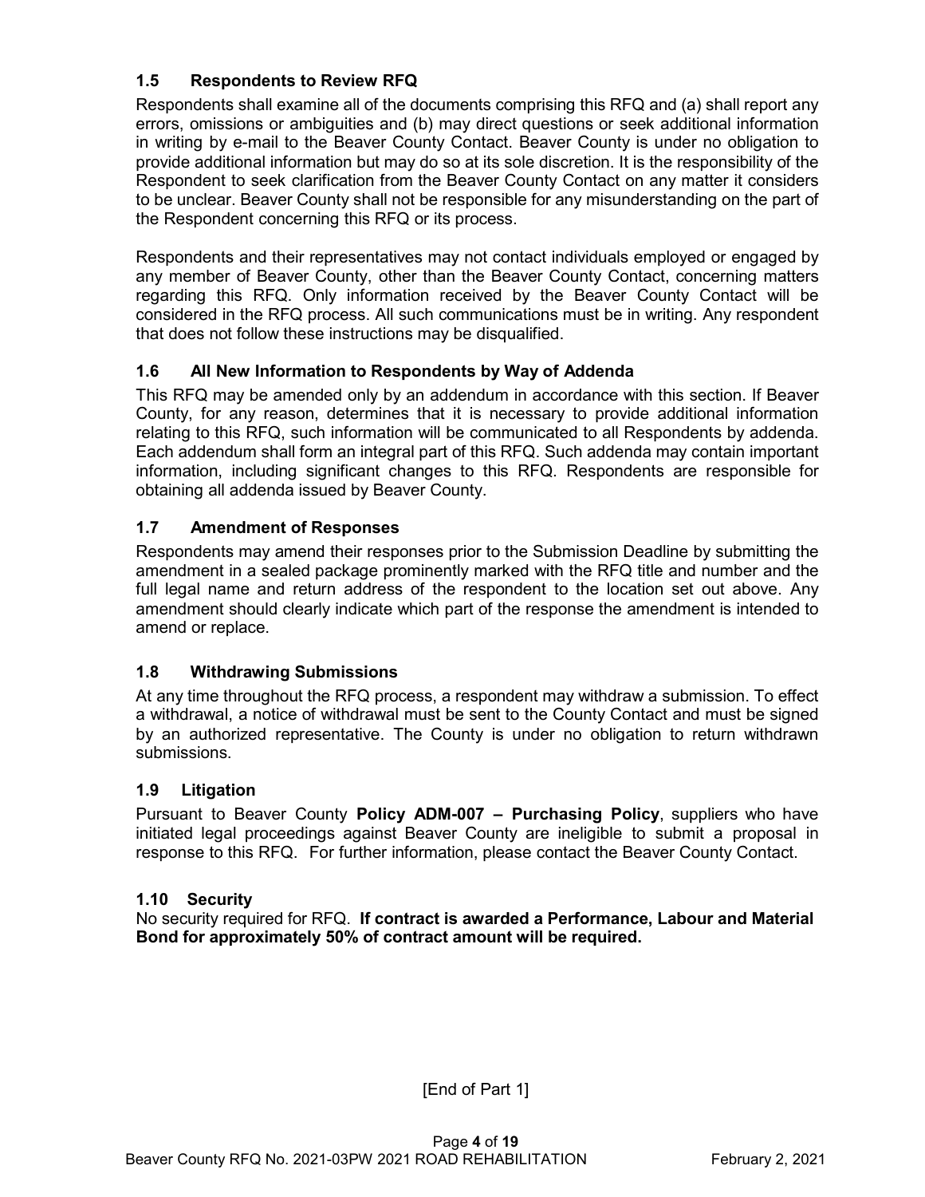### 1.5 Respondents to Review RFQ

Respondents shall examine all of the documents comprising this RFQ and (a) shall report any errors, omissions or ambiguities and (b) may direct questions or seek additional information in writing by e-mail to the Beaver County Contact. Beaver County is under no obligation to provide additional information but may do so at its sole discretion. It is the responsibility of the Respondent to seek clarification from the Beaver County Contact on any matter it considers to be unclear. Beaver County shall not be responsible for any misunderstanding on the part of the Respondent concerning this RFQ or its process.

Respondents and their representatives may not contact individuals employed or engaged by any member of Beaver County, other than the Beaver County Contact, concerning matters regarding this RFQ. Only information received by the Beaver County Contact will be considered in the RFQ process. All such communications must be in writing. Any respondent that does not follow these instructions may be disqualified.

### 1.6 All New Information to Respondents by Way of Addenda

This RFQ may be amended only by an addendum in accordance with this section. If Beaver County, for any reason, determines that it is necessary to provide additional information relating to this RFQ, such information will be communicated to all Respondents by addenda. Each addendum shall form an integral part of this RFQ. Such addenda may contain important information, including significant changes to this RFQ. Respondents are responsible for obtaining all addenda issued by Beaver County.

### 1.7 Amendment of Responses

Respondents may amend their responses prior to the Submission Deadline by submitting the amendment in a sealed package prominently marked with the RFQ title and number and the full legal name and return address of the respondent to the location set out above. Any amendment should clearly indicate which part of the response the amendment is intended to amend or replace.

### 1.8 Withdrawing Submissions

At any time throughout the RFQ process, a respondent may withdraw a submission. To effect a withdrawal, a notice of withdrawal must be sent to the County Contact and must be signed by an authorized representative. The County is under no obligation to return withdrawn submissions.

### 1.9 Litigation

Pursuant to Beaver County **Policy ADM-007 – Purchasing Policy**, suppliers who have initiated legal proceedings against Beaver County are ineligible to submit a proposal in response to this RFQ. For further information, please contact the Beaver County Contact.

### 1.10 Security

No security required for RFQ. **If contract is awarded a Performance, Labour and Material Bond for approximately 50% of contract amount will be required.**

[End of Part 1]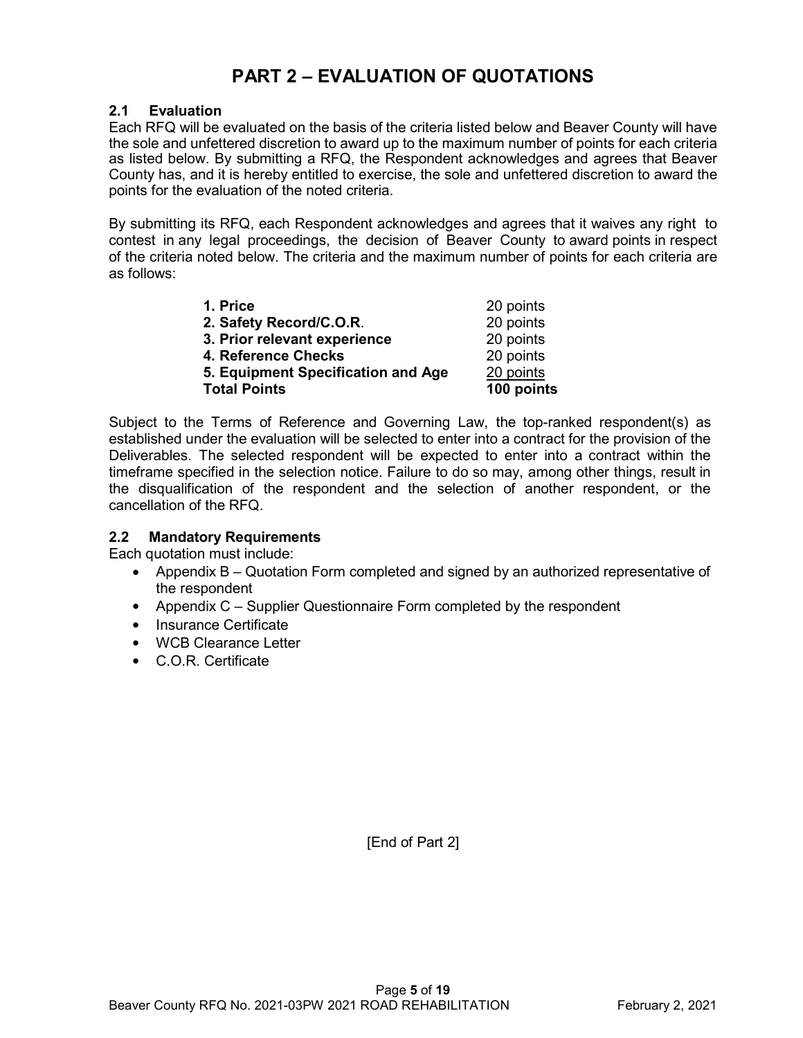# PART 2 – EVALUATION OF QUOTATIONS

## 2.1 Evaluation

Each RFQ will be evaluated on the basis of the criteria listed below and Beaver County will have the sole and unfettered discretion to award up to the maximum number of points for each criteria as listed below. By submitting a RFQ, the Respondent acknowledges and agrees that Beaver County has, and it is hereby entitled to exercise, the sole and unfettered discretion to award the points for the evaluation of the noted criteria.

By submitting its RFQ, each Respondent acknowledges and agrees that it waives any right to contest in any legal proceedings, the decision of Beaver County to award points in respect of the criteria noted below. The criteria and the maximum number of points for each criteria are as follows:

| Criteria | Points |
|---|---|
| **1. Price** | 20 points |
| **2. Safety Record/C.O.R**. | 20 points |
| **3. Prior relevant experience** | 20 points |
| **4. Reference Checks** | 20 points |
| **5. Equipment Specification and Age** | 20 points |
| **Total Points** | **100 points** |

Subject to the Terms of Reference and Governing Law, the top-ranked respondent(s) as established under the evaluation will be selected to enter into a contract for the provision of the Deliverables. The selected respondent will be expected to enter into a contract within the timeframe specified in the selection notice. Failure to do so may, among other things, result in the disqualification of the respondent and the selection of another respondent, or the cancellation of the RFQ.

## 2.2 Mandatory Requirements

Each quotation must include:

- Appendix B – Quotation Form completed and signed by an authorized representative of the respondent
- Appendix C – Supplier Questionnaire Form completed by the respondent
- Insurance Certificate
- WCB Clearance Letter
- C.O.R. Certificate

[End of Part 2]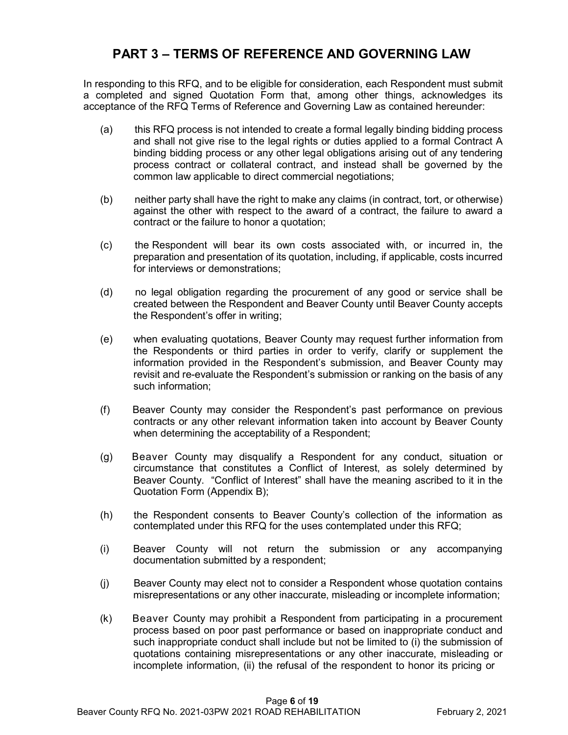## PART 3 – TERMS OF REFERENCE AND GOVERNING LAW

In responding to this RFQ, and to be eligible for consideration, each Respondent must submit a completed and signed Quotation Form that, among other things, acknowledges its acceptance of the RFQ Terms of Reference and Governing Law as contained hereunder:

(a) this RFQ process is not intended to create a formal legally binding bidding process and shall not give rise to the legal rights or duties applied to a formal Contract A binding bidding process or any other legal obligations arising out of any tendering process contract or collateral contract, and instead shall be governed by the common law applicable to direct commercial negotiations;

(b) neither party shall have the right to make any claims (in contract, tort, or otherwise) against the other with respect to the award of a contract, the failure to award a contract or the failure to honor a quotation;

(c) the Respondent will bear its own costs associated with, or incurred in, the preparation and presentation of its quotation, including, if applicable, costs incurred for interviews or demonstrations;

(d) no legal obligation regarding the procurement of any good or service shall be created between the Respondent and Beaver County until Beaver County accepts the Respondent's offer in writing;

(e) when evaluating quotations, Beaver County may request further information from the Respondents or third parties in order to verify, clarify or supplement the information provided in the Respondent's submission, and Beaver County may revisit and re-evaluate the Respondent's submission or ranking on the basis of any such information;

(f) Beaver County may consider the Respondent's past performance on previous contracts or any other relevant information taken into account by Beaver County when determining the acceptability of a Respondent;

(g) Beaver County may disqualify a Respondent for any conduct, situation or circumstance that constitutes a Conflict of Interest, as solely determined by Beaver County. "Conflict of Interest" shall have the meaning ascribed to it in the Quotation Form (Appendix B);

(h) the Respondent consents to Beaver County's collection of the information as contemplated under this RFQ for the uses contemplated under this RFQ;

(i) Beaver County will not return the submission or any accompanying documentation submitted by a respondent;

(j) Beaver County may elect not to consider a Respondent whose quotation contains misrepresentations or any other inaccurate, misleading or incomplete information;

(k) Beaver County may prohibit a Respondent from participating in a procurement process based on poor past performance or based on inappropriate conduct and such inappropriate conduct shall include but not be limited to (i) the submission of quotations containing misrepresentations or any other inaccurate, misleading or incomplete information, (ii) the refusal of the respondent to honor its pricing or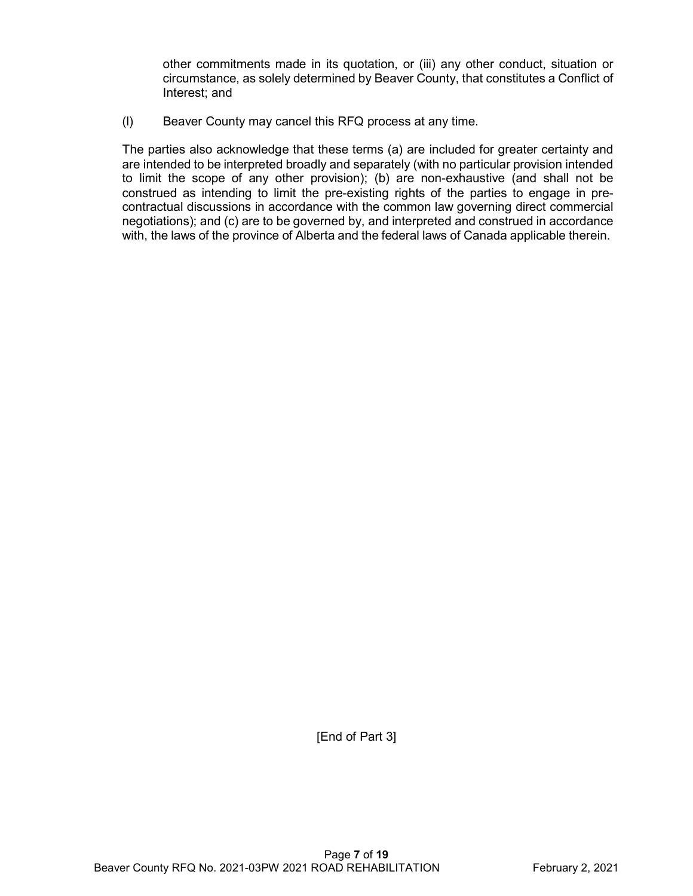other commitments made in its quotation, or (iii) any other conduct, situation or circumstance, as solely determined by Beaver County, that constitutes a Conflict of Interest; and

(l) Beaver County may cancel this RFQ process at any time.

The parties also acknowledge that these terms (a) are included for greater certainty and are intended to be interpreted broadly and separately (with no particular provision intended to limit the scope of any other provision); (b) are non-exhaustive (and shall not be construed as intending to limit the pre-existing rights of the parties to engage in pre-contractual discussions in accordance with the common law governing direct commercial negotiations); and (c) are to be governed by, and interpreted and construed in accordance with, the laws of the province of Alberta and the federal laws of Canada applicable therein.

[End of Part 3]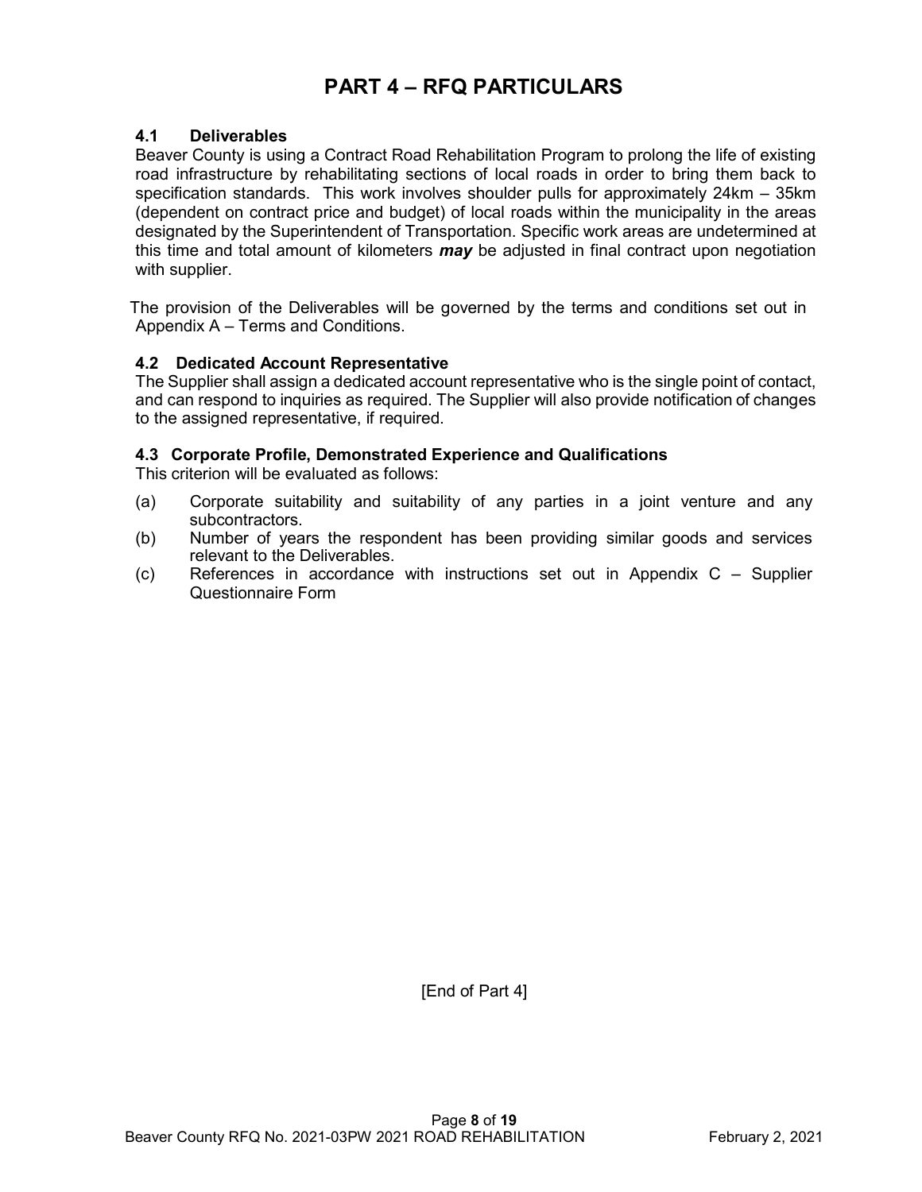# PART 4 – RFQ PARTICULARS

### 4.1 Deliverables

Beaver County is using a Contract Road Rehabilitation Program to prolong the life of existing road infrastructure by rehabilitating sections of local roads in order to bring them back to specification standards. This work involves shoulder pulls for approximately 24km – 35km (dependent on contract price and budget) of local roads within the municipality in the areas designated by the Superintendent of Transportation. Specific work areas are undetermined at this time and total amount of kilometers ***may*** be adjusted in final contract upon negotiation with supplier.

The provision of the Deliverables will be governed by the terms and conditions set out in Appendix A – Terms and Conditions.

### 4.2 Dedicated Account Representative

The Supplier shall assign a dedicated account representative who is the single point of contact, and can respond to inquiries as required. The Supplier will also provide notification of changes to the assigned representative, if required.

### 4.3 Corporate Profile, Demonstrated Experience and Qualifications

This criterion will be evaluated as follows:

(a) Corporate suitability and suitability of any parties in a joint venture and any subcontractors.

(b) Number of years the respondent has been providing similar goods and services relevant to the Deliverables.

(c) References in accordance with instructions set out in Appendix C – Supplier Questionnaire Form

[End of Part 4]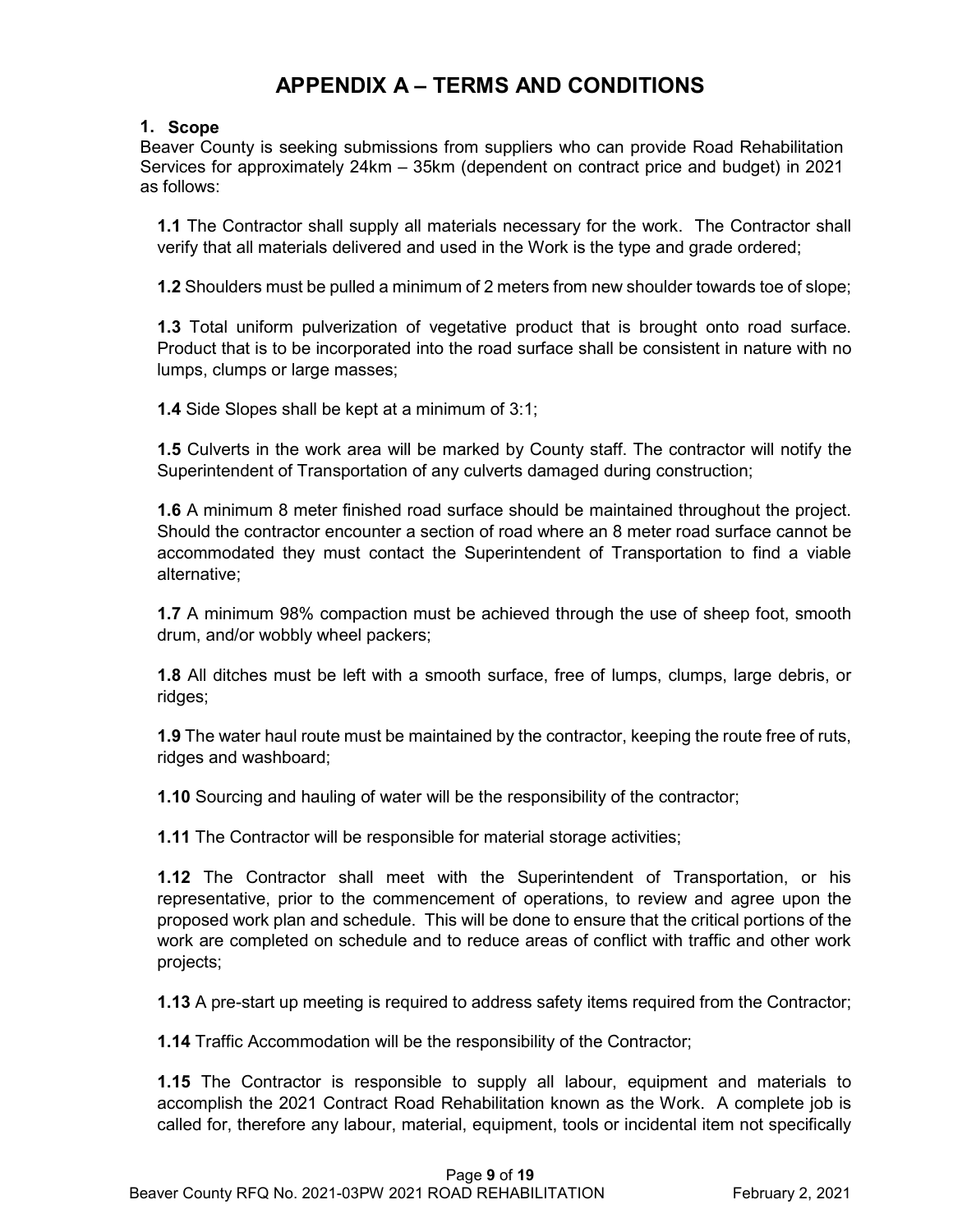# APPENDIX A – TERMS AND CONDITIONS

## 1. Scope

Beaver County is seeking submissions from suppliers who can provide Road Rehabilitation Services for approximately 24km – 35km (dependent on contract price and budget) in 2021 as follows:

**1.1** The Contractor shall supply all materials necessary for the work. The Contractor shall verify that all materials delivered and used in the Work is the type and grade ordered;

**1.2** Shoulders must be pulled a minimum of 2 meters from new shoulder towards toe of slope;

**1.3** Total uniform pulverization of vegetative product that is brought onto road surface. Product that is to be incorporated into the road surface shall be consistent in nature with no lumps, clumps or large masses;

**1.4** Side Slopes shall be kept at a minimum of 3:1;

**1.5** Culverts in the work area will be marked by County staff. The contractor will notify the Superintendent of Transportation of any culverts damaged during construction;

**1.6** A minimum 8 meter finished road surface should be maintained throughout the project. Should the contractor encounter a section of road where an 8 meter road surface cannot be accommodated they must contact the Superintendent of Transportation to find a viable alternative;

**1.7** A minimum 98% compaction must be achieved through the use of sheep foot, smooth drum, and/or wobbly wheel packers;

**1.8** All ditches must be left with a smooth surface, free of lumps, clumps, large debris, or ridges;

**1.9** The water haul route must be maintained by the contractor, keeping the route free of ruts, ridges and washboard;

**1.10** Sourcing and hauling of water will be the responsibility of the contractor;

**1.11** The Contractor will be responsible for material storage activities;

**1.12** The Contractor shall meet with the Superintendent of Transportation, or his representative, prior to the commencement of operations, to review and agree upon the proposed work plan and schedule. This will be done to ensure that the critical portions of the work are completed on schedule and to reduce areas of conflict with traffic and other work projects;

**1.13** A pre-start up meeting is required to address safety items required from the Contractor;

**1.14** Traffic Accommodation will be the responsibility of the Contractor;

**1.15** The Contractor is responsible to supply all labour, equipment and materials to accomplish the 2021 Contract Road Rehabilitation known as the Work. A complete job is called for, therefore any labour, material, equipment, tools or incidental item not specifically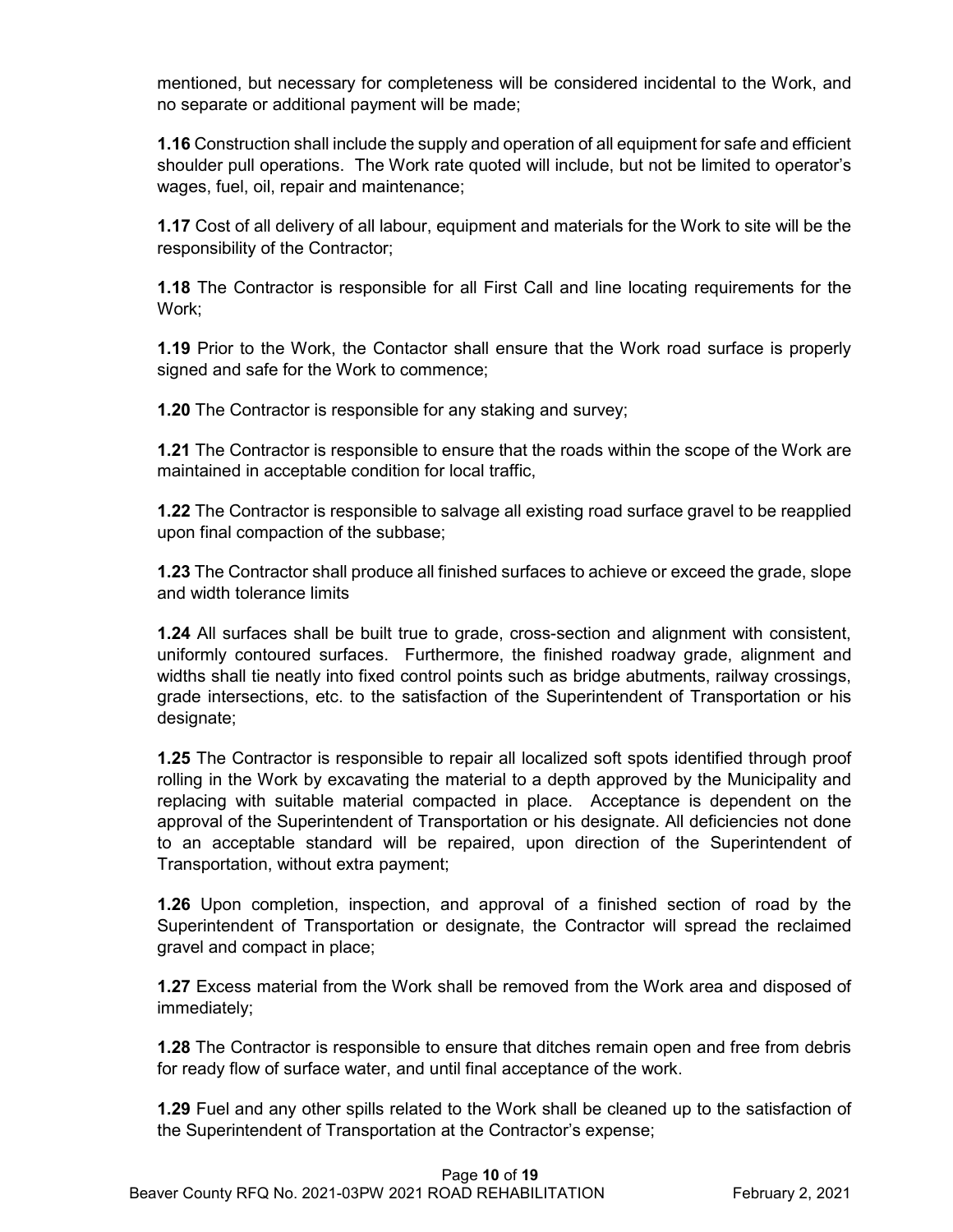mentioned, but necessary for completeness will be considered incidental to the Work, and no separate or additional payment will be made;

**1.16** Construction shall include the supply and operation of all equipment for safe and efficient shoulder pull operations. The Work rate quoted will include, but not be limited to operator's wages, fuel, oil, repair and maintenance;

**1.17** Cost of all delivery of all labour, equipment and materials for the Work to site will be the responsibility of the Contractor;

**1.18** The Contractor is responsible for all First Call and line locating requirements for the Work;

**1.19** Prior to the Work, the Contactor shall ensure that the Work road surface is properly signed and safe for the Work to commence;

**1.20** The Contractor is responsible for any staking and survey;

**1.21** The Contractor is responsible to ensure that the roads within the scope of the Work are maintained in acceptable condition for local traffic,

**1.22** The Contractor is responsible to salvage all existing road surface gravel to be reapplied upon final compaction of the subbase;

**1.23** The Contractor shall produce all finished surfaces to achieve or exceed the grade, slope and width tolerance limits

**1.24** All surfaces shall be built true to grade, cross-section and alignment with consistent, uniformly contoured surfaces. Furthermore, the finished roadway grade, alignment and widths shall tie neatly into fixed control points such as bridge abutments, railway crossings, grade intersections, etc. to the satisfaction of the Superintendent of Transportation or his designate;

**1.25** The Contractor is responsible to repair all localized soft spots identified through proof rolling in the Work by excavating the material to a depth approved by the Municipality and replacing with suitable material compacted in place. Acceptance is dependent on the approval of the Superintendent of Transportation or his designate. All deficiencies not done to an acceptable standard will be repaired, upon direction of the Superintendent of Transportation, without extra payment;

**1.26** Upon completion, inspection, and approval of a finished section of road by the Superintendent of Transportation or designate, the Contractor will spread the reclaimed gravel and compact in place;

**1.27** Excess material from the Work shall be removed from the Work area and disposed of immediately;

**1.28** The Contractor is responsible to ensure that ditches remain open and free from debris for ready flow of surface water, and until final acceptance of the work.

**1.29** Fuel and any other spills related to the Work shall be cleaned up to the satisfaction of the Superintendent of Transportation at the Contractor's expense;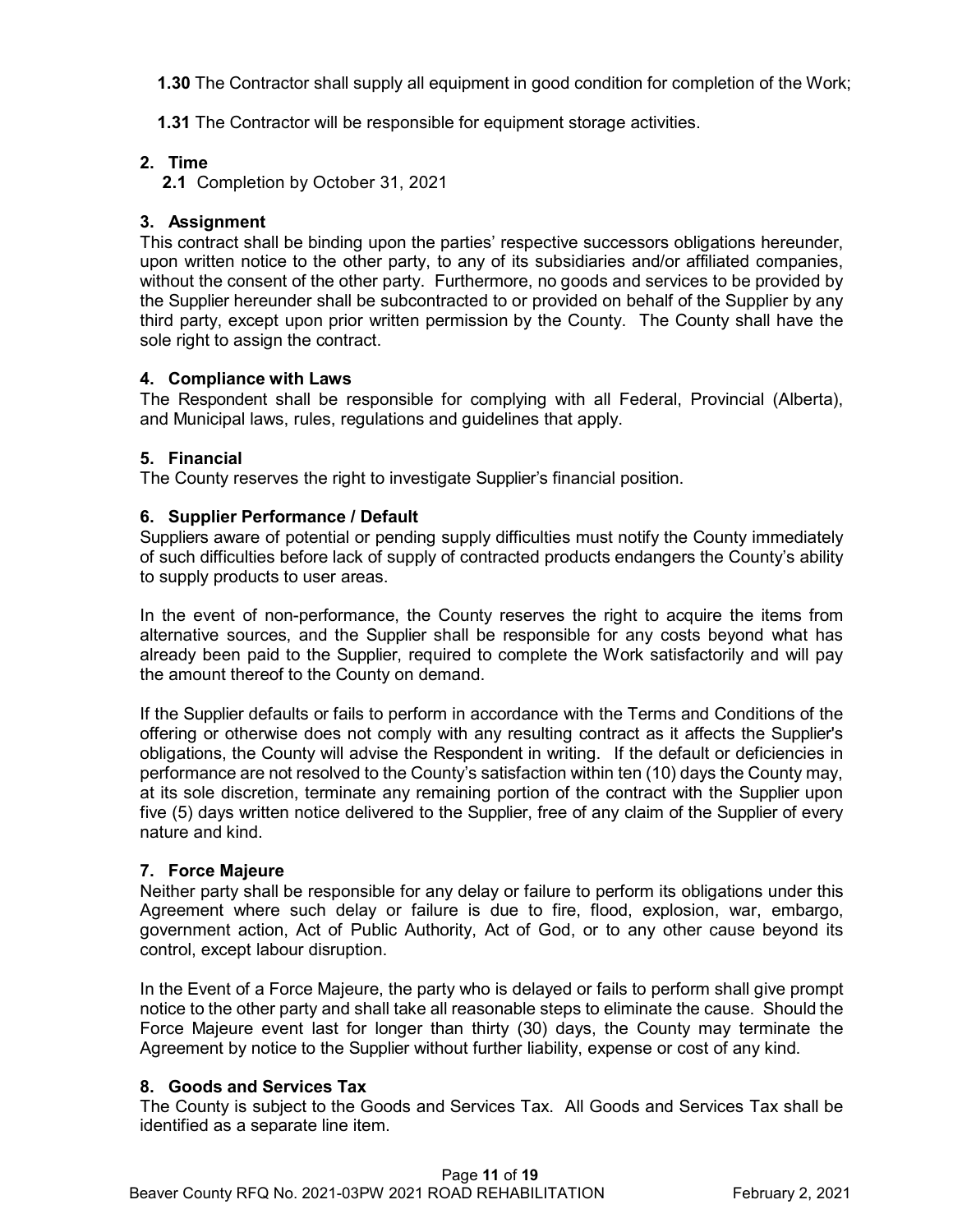**1.30** The Contractor shall supply all equipment in good condition for completion of the Work;

**1.31** The Contractor will be responsible for equipment storage activities.

## 2. Time

**2.1** Completion by October 31, 2021

## 3. Assignment

This contract shall be binding upon the parties' respective successors obligations hereunder, upon written notice to the other party, to any of its subsidiaries and/or affiliated companies, without the consent of the other party. Furthermore, no goods and services to be provided by the Supplier hereunder shall be subcontracted to or provided on behalf of the Supplier by any third party, except upon prior written permission by the County. The County shall have the sole right to assign the contract.

## 4. Compliance with Laws

The Respondent shall be responsible for complying with all Federal, Provincial (Alberta), and Municipal laws, rules, regulations and guidelines that apply.

## 5. Financial

The County reserves the right to investigate Supplier's financial position.

## 6. Supplier Performance / Default

Suppliers aware of potential or pending supply difficulties must notify the County immediately of such difficulties before lack of supply of contracted products endangers the County's ability to supply products to user areas.

In the event of non-performance, the County reserves the right to acquire the items from alternative sources, and the Supplier shall be responsible for any costs beyond what has already been paid to the Supplier, required to complete the Work satisfactorily and will pay the amount thereof to the County on demand.

If the Supplier defaults or fails to perform in accordance with the Terms and Conditions of the offering or otherwise does not comply with any resulting contract as it affects the Supplier's obligations, the County will advise the Respondent in writing. If the default or deficiencies in performance are not resolved to the County's satisfaction within ten (10) days the County may, at its sole discretion, terminate any remaining portion of the contract with the Supplier upon five (5) days written notice delivered to the Supplier, free of any claim of the Supplier of every nature and kind.

## 7. Force Majeure

Neither party shall be responsible for any delay or failure to perform its obligations under this Agreement where such delay or failure is due to fire, flood, explosion, war, embargo, government action, Act of Public Authority, Act of God, or to any other cause beyond its control, except labour disruption.

In the Event of a Force Majeure, the party who is delayed or fails to perform shall give prompt notice to the other party and shall take all reasonable steps to eliminate the cause. Should the Force Majeure event last for longer than thirty (30) days, the County may terminate the Agreement by notice to the Supplier without further liability, expense or cost of any kind.

## 8. Goods and Services Tax

The County is subject to the Goods and Services Tax. All Goods and Services Tax shall be identified as a separate line item.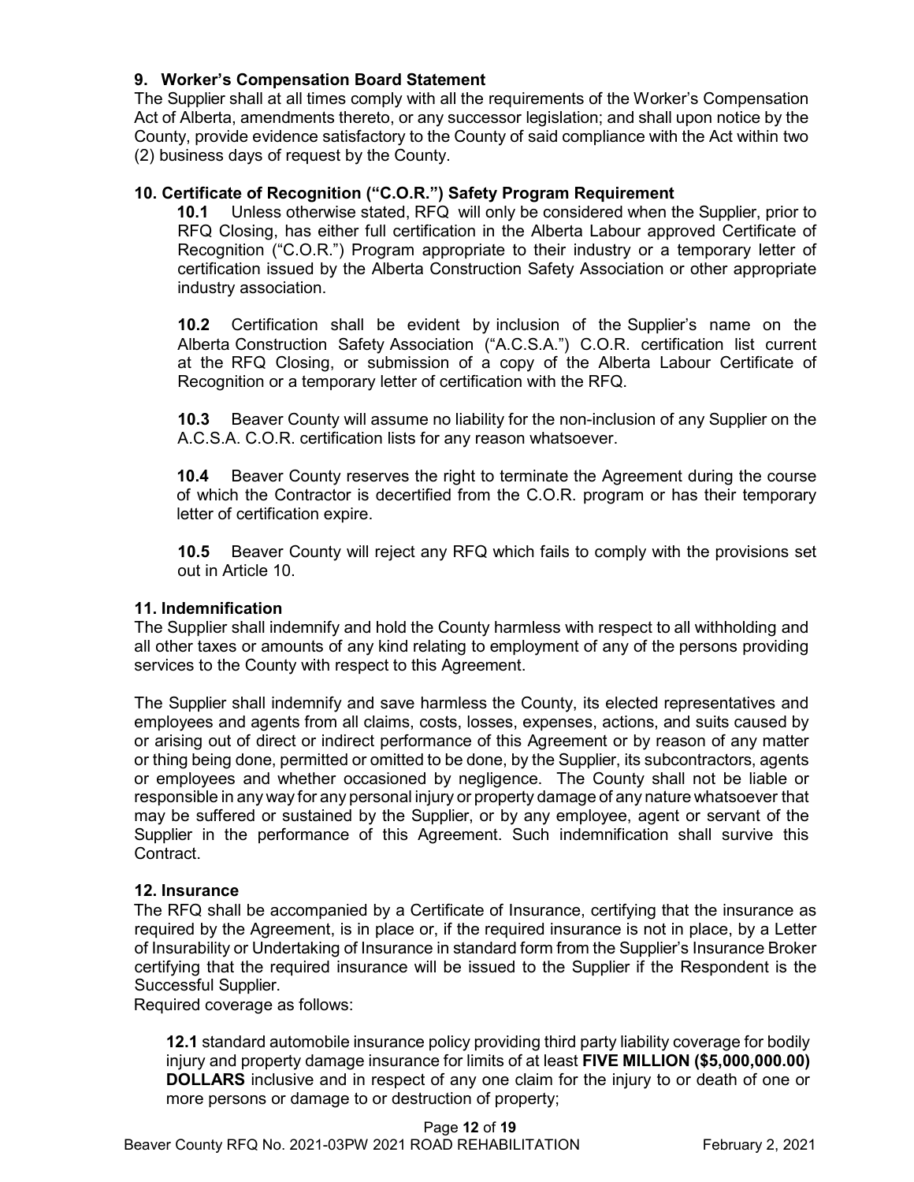### 9. Worker's Compensation Board Statement

The Supplier shall at all times comply with all the requirements of the Worker's Compensation Act of Alberta, amendments thereto, or any successor legislation; and shall upon notice by the County, provide evidence satisfactory to the County of said compliance with the Act within two (2) business days of request by the County.

### 10. Certificate of Recognition ("C.O.R.") Safety Program Requirement

**10.1** Unless otherwise stated, RFQ will only be considered when the Supplier, prior to RFQ Closing, has either full certification in the Alberta Labour approved Certificate of Recognition ("C.O.R.") Program appropriate to their industry or a temporary letter of certification issued by the Alberta Construction Safety Association or other appropriate industry association.

**10.2** Certification shall be evident by inclusion of the Supplier's name on the Alberta Construction Safety Association ("A.C.S.A.") C.O.R. certification list current at the RFQ Closing, or submission of a copy of the Alberta Labour Certificate of Recognition or a temporary letter of certification with the RFQ.

**10.3** Beaver County will assume no liability for the non-inclusion of any Supplier on the A.C.S.A. C.O.R. certification lists for any reason whatsoever.

**10.4** Beaver County reserves the right to terminate the Agreement during the course of which the Contractor is decertified from the C.O.R. program or has their temporary letter of certification expire.

**10.5** Beaver County will reject any RFQ which fails to comply with the provisions set out in Article 10.

### 11. Indemnification

The Supplier shall indemnify and hold the County harmless with respect to all withholding and all other taxes or amounts of any kind relating to employment of any of the persons providing services to the County with respect to this Agreement.

The Supplier shall indemnify and save harmless the County, its elected representatives and employees and agents from all claims, costs, losses, expenses, actions, and suits caused by or arising out of direct or indirect performance of this Agreement or by reason of any matter or thing being done, permitted or omitted to be done, by the Supplier, its subcontractors, agents or employees and whether occasioned by negligence. The County shall not be liable or responsible in any way for any personal injury or property damage of any nature whatsoever that may be suffered or sustained by the Supplier, or by any employee, agent or servant of the Supplier in the performance of this Agreement. Such indemnification shall survive this Contract.

### 12. Insurance

The RFQ shall be accompanied by a Certificate of Insurance, certifying that the insurance as required by the Agreement, is in place or, if the required insurance is not in place, by a Letter of Insurability or Undertaking of Insurance in standard form from the Supplier's Insurance Broker certifying that the required insurance will be issued to the Supplier if the Respondent is the Successful Supplier.

Required coverage as follows:

**12.1** standard automobile insurance policy providing third party liability coverage for bodily injury and property damage insurance for limits of at least **FIVE MILLION ($5,000,000.00) DOLLARS** inclusive and in respect of any one claim for the injury to or death of one or more persons or damage to or destruction of property;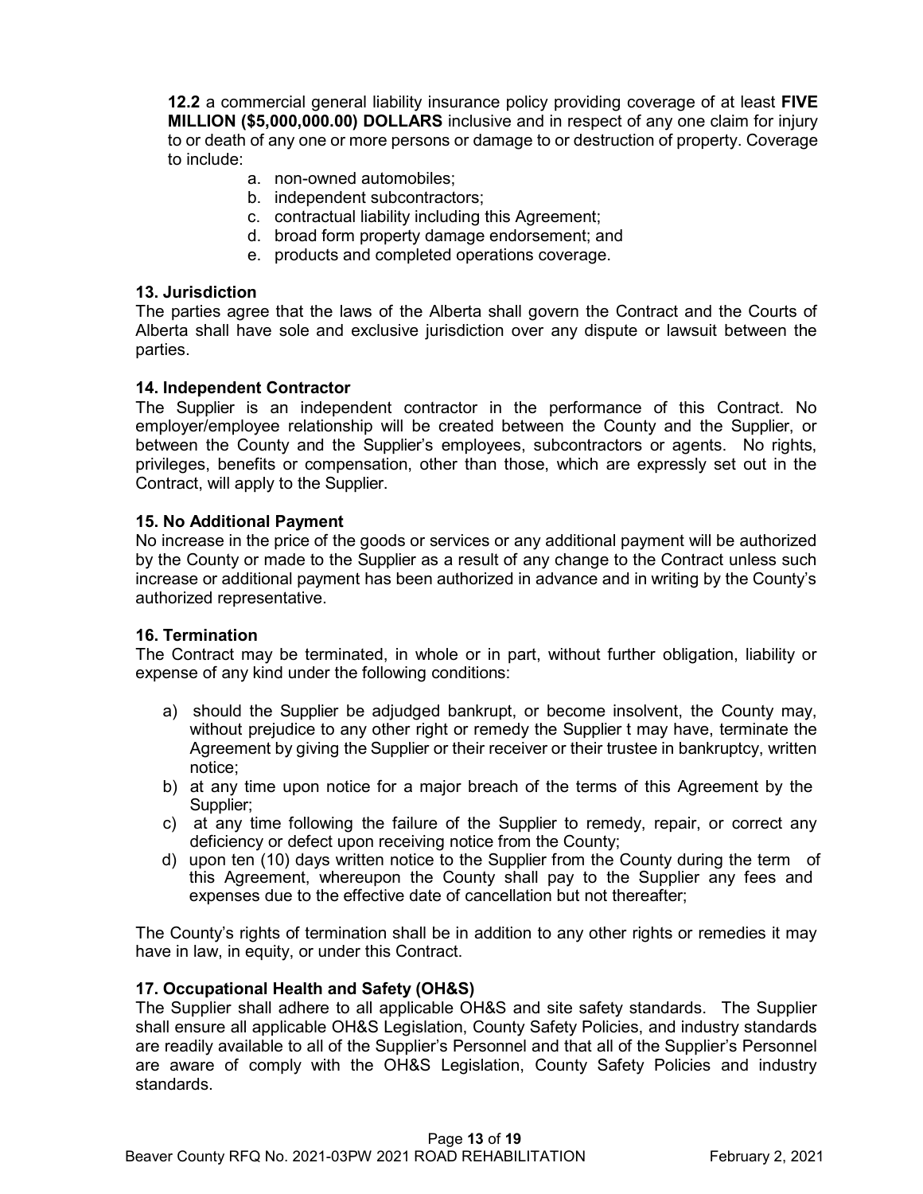**12.2** a commercial general liability insurance policy providing coverage of at least **FIVE MILLION ($5,000,000.00) DOLLARS** inclusive and in respect of any one claim for injury to or death of any one or more persons or damage to or destruction of property. Coverage to include:

a. non-owned automobiles;
b. independent subcontractors;
c. contractual liability including this Agreement;
d. broad form property damage endorsement; and
e. products and completed operations coverage.

**13. Jurisdiction**

The parties agree that the laws of the Alberta shall govern the Contract and the Courts of Alberta shall have sole and exclusive jurisdiction over any dispute or lawsuit between the parties.

**14. Independent Contractor**

The Supplier is an independent contractor in the performance of this Contract. No employer/employee relationship will be created between the County and the Supplier, or between the County and the Supplier's employees, subcontractors or agents. No rights, privileges, benefits or compensation, other than those, which are expressly set out in the Contract, will apply to the Supplier.

**15. No Additional Payment**

No increase in the price of the goods or services or any additional payment will be authorized by the County or made to the Supplier as a result of any change to the Contract unless such increase or additional payment has been authorized in advance and in writing by the County's authorized representative.

**16. Termination**

The Contract may be terminated, in whole or in part, without further obligation, liability or expense of any kind under the following conditions:

a) should the Supplier be adjudged bankrupt, or become insolvent, the County may, without prejudice to any other right or remedy the Supplier t may have, terminate the Agreement by giving the Supplier or their receiver or their trustee in bankruptcy, written notice;
b) at any time upon notice for a major breach of the terms of this Agreement by the Supplier;
c) at any time following the failure of the Supplier to remedy, repair, or correct any deficiency or defect upon receiving notice from the County;
d) upon ten (10) days written notice to the Supplier from the County during the term of this Agreement, whereupon the County shall pay to the Supplier any fees and expenses due to the effective date of cancellation but not thereafter;

The County's rights of termination shall be in addition to any other rights or remedies it may have in law, in equity, or under this Contract.

**17. Occupational Health and Safety (OH&S)**

The Supplier shall adhere to all applicable OH&S and site safety standards. The Supplier shall ensure all applicable OH&S Legislation, County Safety Policies, and industry standards are readily available to all of the Supplier's Personnel and that all of the Supplier's Personnel are aware of comply with the OH&S Legislation, County Safety Policies and industry standards.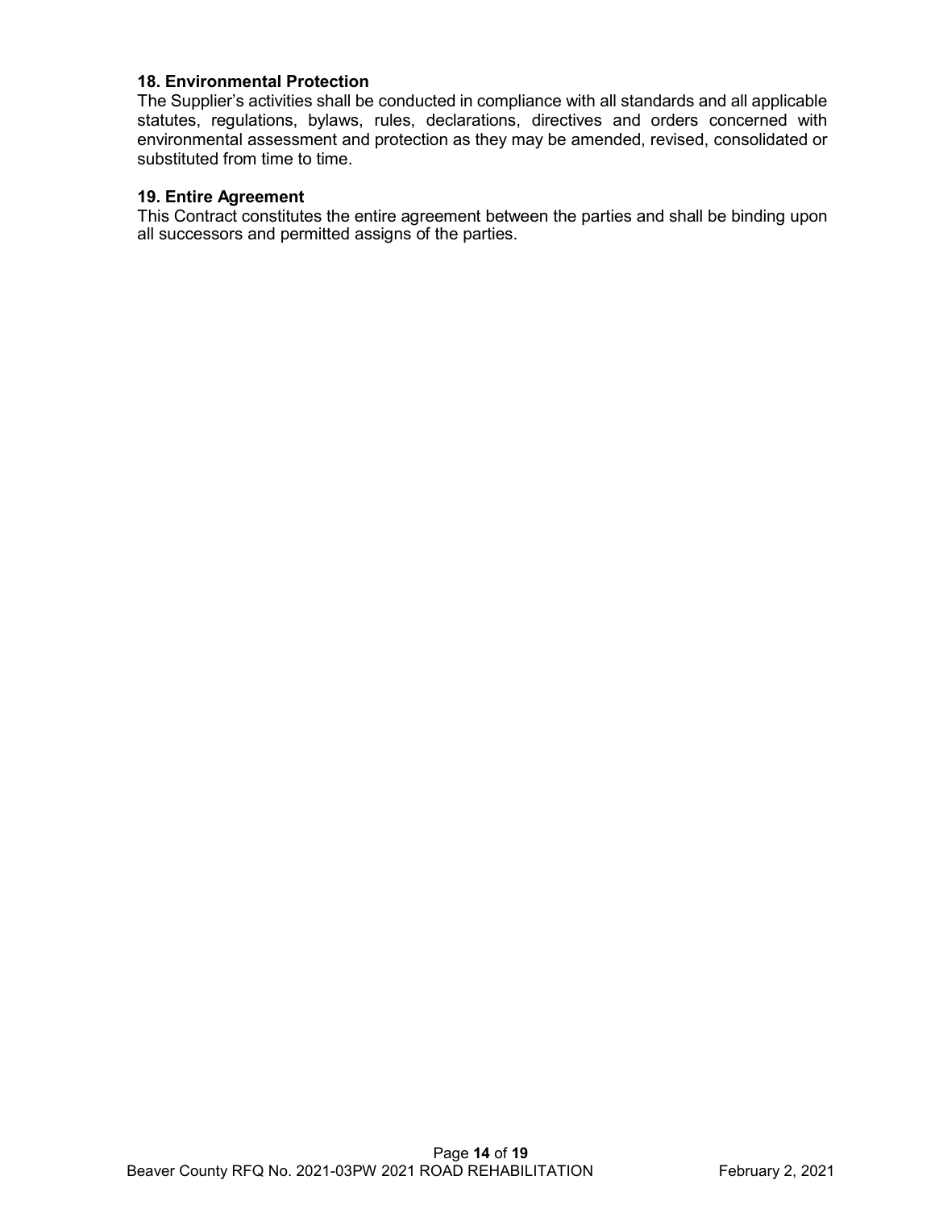**18. Environmental Protection**

The Supplier's activities shall be conducted in compliance with all standards and all applicable statutes, regulations, bylaws, rules, declarations, directives and orders concerned with environmental assessment and protection as they may be amended, revised, consolidated or substituted from time to time.

**19. Entire Agreement**

This Contract constitutes the entire agreement between the parties and shall be binding upon all successors and permitted assigns of the parties.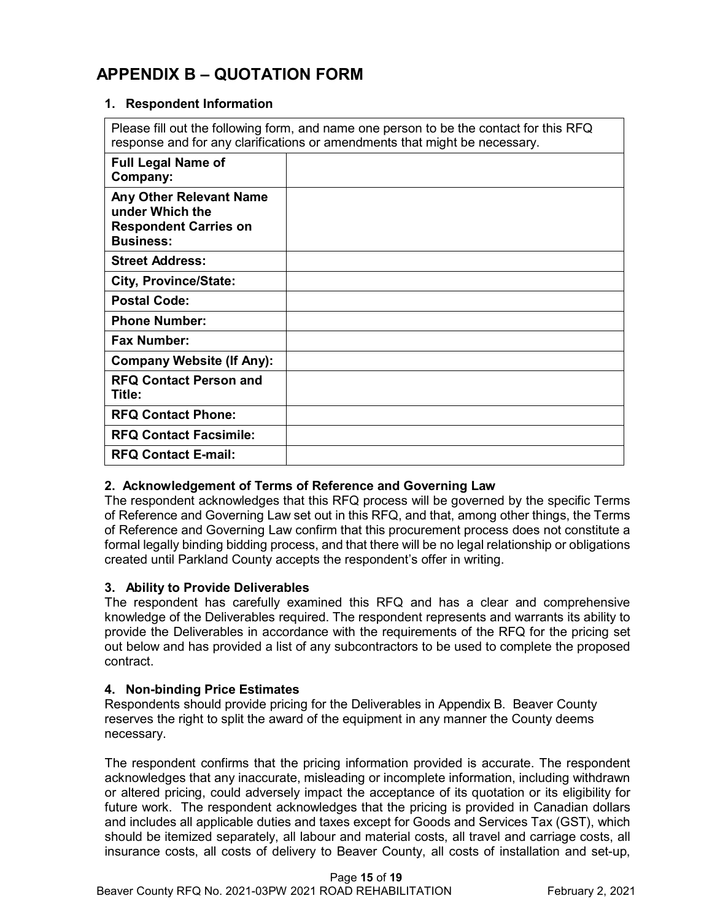# APPENDIX B – QUOTATION FORM

### 1. Respondent Information

| Please fill out the following form, and name one person to be the contact for this RFQ response and for any clarifications or amendments that might be necessary. | |
|---|---|
| **Full Legal Name of Company:** | |
| **Any Other Relevant Name under Which the Respondent Carries on Business:** | |
| **Street Address:** | |
| **City, Province/State:** | |
| **Postal Code:** | |
| **Phone Number:** | |
| **Fax Number:** | |
| **Company Website (If Any):** | |
| **RFQ Contact Person and Title:** | |
| **RFQ Contact Phone:** | |
| **RFQ Contact Facsimile:** | |
| **RFQ Contact E-mail:** | |

### 2. Acknowledgement of Terms of Reference and Governing Law

The respondent acknowledges that this RFQ process will be governed by the specific Terms of Reference and Governing Law set out in this RFQ, and that, among other things, the Terms of Reference and Governing Law confirm that this procurement process does not constitute a formal legally binding bidding process, and that there will be no legal relationship or obligations created until Parkland County accepts the respondent's offer in writing.

### 3. Ability to Provide Deliverables

The respondent has carefully examined this RFQ and has a clear and comprehensive knowledge of the Deliverables required. The respondent represents and warrants its ability to provide the Deliverables in accordance with the requirements of the RFQ for the pricing set out below and has provided a list of any subcontractors to be used to complete the proposed contract.

### 4. Non-binding Price Estimates

Respondents should provide pricing for the Deliverables in Appendix B. Beaver County reserves the right to split the award of the equipment in any manner the County deems necessary.

The respondent confirms that the pricing information provided is accurate. The respondent acknowledges that any inaccurate, misleading or incomplete information, including withdrawn or altered pricing, could adversely impact the acceptance of its quotation or its eligibility for future work. The respondent acknowledges that the pricing is provided in Canadian dollars and includes all applicable duties and taxes except for Goods and Services Tax (GST), which should be itemized separately, all labour and material costs, all travel and carriage costs, all insurance costs, all costs of delivery to Beaver County, all costs of installation and set-up,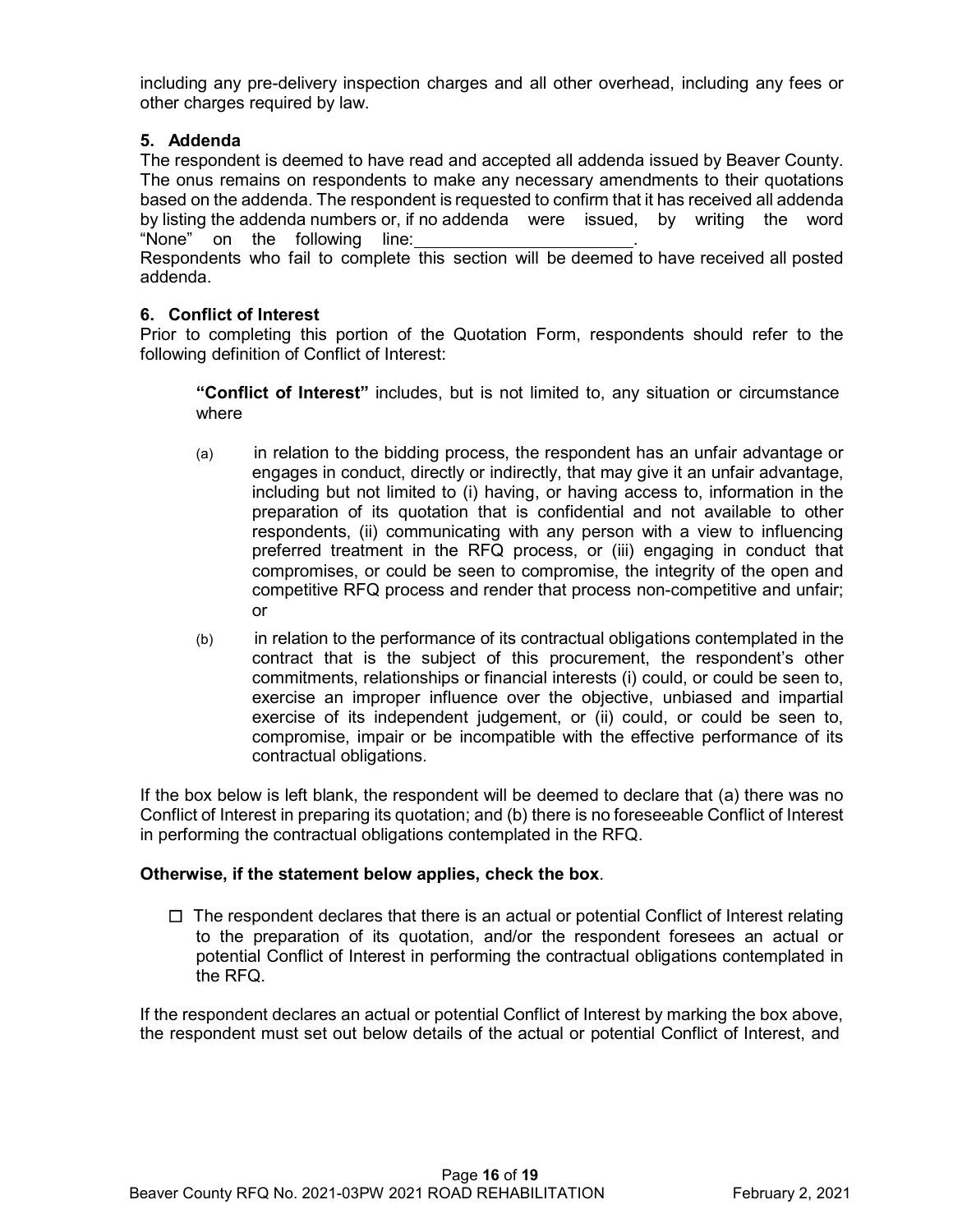including any pre-delivery inspection charges and all other overhead, including any fees or other charges required by law.

### 5. Addenda

The respondent is deemed to have read and accepted all addenda issued by Beaver County. The onus remains on respondents to make any necessary amendments to their quotations based on the addenda. The respondent is requested to confirm that it has received all addenda by listing the addenda numbers or, if no addenda were issued, by writing the word "None" on the following line: ________________________.

Respondents who fail to complete this section will be deemed to have received all posted addenda.

### 6. Conflict of Interest

Prior to completing this portion of the Quotation Form, respondents should refer to the following definition of Conflict of Interest:

> **"Conflict of Interest"** includes, but is not limited to, any situation or circumstance where
>
> (a) in relation to the bidding process, the respondent has an unfair advantage or engages in conduct, directly or indirectly, that may give it an unfair advantage, including but not limited to (i) having, or having access to, information in the preparation of its quotation that is confidential and not available to other respondents, (ii) communicating with any person with a view to influencing preferred treatment in the RFQ process, or (iii) engaging in conduct that compromises, or could be seen to compromise, the integrity of the open and competitive RFQ process and render that process non-competitive and unfair; or
>
> (b) in relation to the performance of its contractual obligations contemplated in the contract that is the subject of this procurement, the respondent's other commitments, relationships or financial interests (i) could, or could be seen to, exercise an improper influence over the objective, unbiased and impartial exercise of its independent judgement, or (ii) could, or could be seen to, compromise, impair or be incompatible with the effective performance of its contractual obligations.

If the box below is left blank, the respondent will be deemed to declare that (a) there was no Conflict of Interest in preparing its quotation; and (b) there is no foreseeable Conflict of Interest in performing the contractual obligations contemplated in the RFQ.

**Otherwise, if the statement below applies, check the box**.

☐ The respondent declares that there is an actual or potential Conflict of Interest relating to the preparation of its quotation, and/or the respondent foresees an actual or potential Conflict of Interest in performing the contractual obligations contemplated in the RFQ.

If the respondent declares an actual or potential Conflict of Interest by marking the box above, the respondent must set out below details of the actual or potential Conflict of Interest, and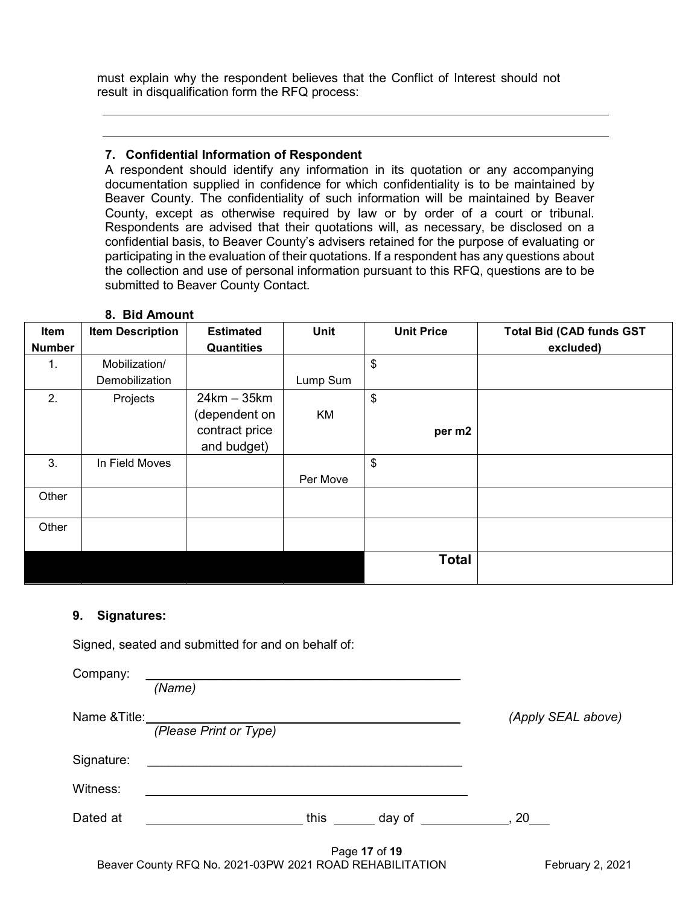must explain why the respondent believes that the Conflict of Interest should not result in disqualification form the RFQ process:

______________________________________________________________________

______________________________________________________________________

### 7. Confidential Information of Respondent

A respondent should identify any information in its quotation or any accompanying documentation supplied in confidence for which confidentiality is to be maintained by Beaver County. The confidentiality of such information will be maintained by Beaver County, except as otherwise required by law or by order of a court or tribunal. Respondents are advised that their quotations will, as necessary, be disclosed on a confidential basis, to Beaver County's advisers retained for the purpose of evaluating or participating in the evaluation of their quotations. If a respondent has any questions about the collection and use of personal information pursuant to this RFQ, questions are to be submitted to Beaver County Contact.

### 8. Bid Amount

| Item Number | Item Description | Estimated Quantities | Unit | Unit Price | Total Bid (CAD funds GST excluded) |
|---|---|---|---|---|---|
| 1. | Mobilization/ Demobilization | | Lump Sum | $ | |
| 2. | Projects | 24km – 35km (dependent on contract price and budget) | KM | $ **per m2** | |
| 3. | In Field Moves | | Per Move | $ | |
| Other | | | | | |
| Other | | | | | |
| | | | | **Total** | |

### 9. Signatures:

Signed, seated and submitted for and on behalf of:

Company: ______________________________________________
*(Name)*

Name &Title: ______________________________________________ *(Apply SEAL above)*
*(Please Print or Type)*

Signature: ______________________________________________

Witness: ______________________________________________

Dated at ______________________ this ______ day of ____________, 20___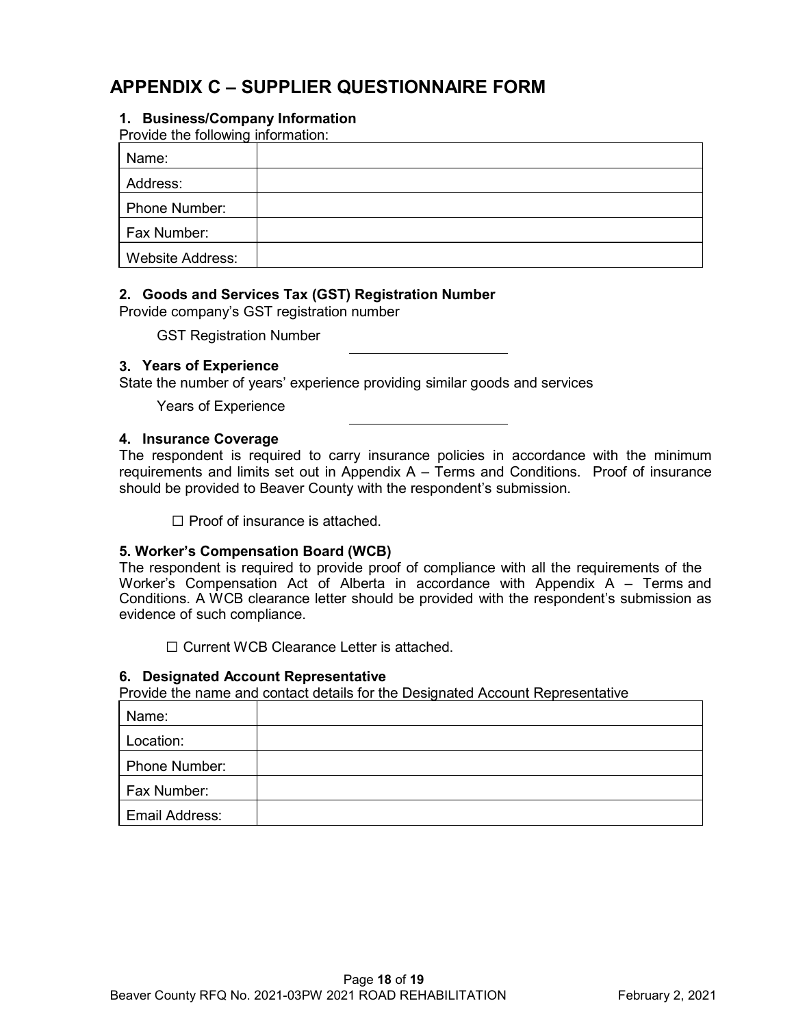# APPENDIX C – SUPPLIER QUESTIONNAIRE FORM

### 1. Business/Company Information

Provide the following information:

| Name: | |
|---|---|
| Address: | |
| Phone Number: | |
| Fax Number: | |
| Website Address: | |

### 2. Goods and Services Tax (GST) Registration Number

Provide company's GST registration number

GST Registration Number ____________________

### 3. Years of Experience

State the number of years' experience providing similar goods and services

Years of Experience ____________________

### 4. Insurance Coverage

The respondent is required to carry insurance policies in accordance with the minimum requirements and limits set out in Appendix A – Terms and Conditions. Proof of insurance should be provided to Beaver County with the respondent's submission.

☐ Proof of insurance is attached.

### 5. Worker's Compensation Board (WCB)

The respondent is required to provide proof of compliance with all the requirements of the Worker's Compensation Act of Alberta in accordance with Appendix A – Terms and Conditions. A WCB clearance letter should be provided with the respondent's submission as evidence of such compliance.

☐ Current WCB Clearance Letter is attached.

### 6. Designated Account Representative

Provide the name and contact details for the Designated Account Representative

| Name: | |
|---|---|
| Location: | |
| Phone Number: | |
| Fax Number: | |
| Email Address: | |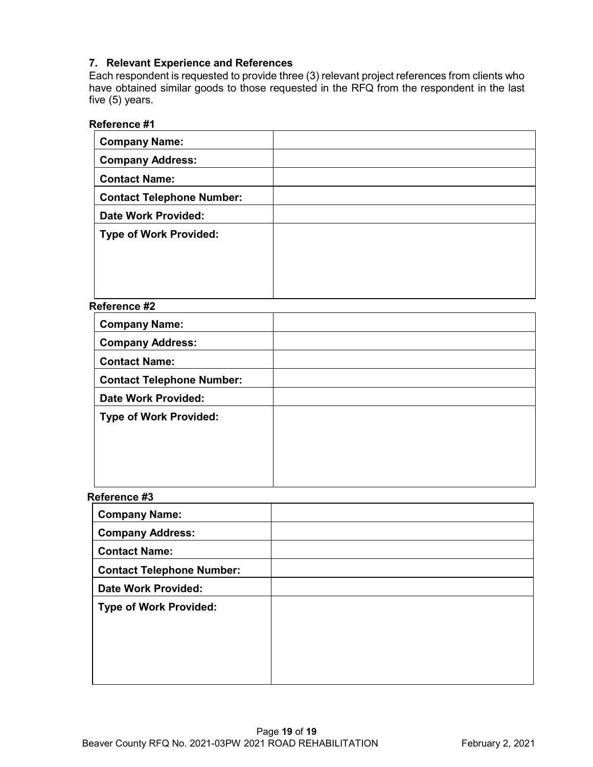### 7. Relevant Experience and References

Each respondent is requested to provide three (3) relevant project references from clients who have obtained similar goods to those requested in the RFQ from the respondent in the last five (5) years.

**Reference #1**

| | |
|---|---|
| **Company Name:** | |
| **Company Address:** | |
| **Contact Name:** | |
| **Contact Telephone Number:** | |
| **Date Work Provided:** | |
| **Type of Work Provided:** | |

**Reference #2**

| | |
|---|---|
| **Company Name:** | |
| **Company Address:** | |
| **Contact Name:** | |
| **Contact Telephone Number:** | |
| **Date Work Provided:** | |
| **Type of Work Provided:** | |

**Reference #3**

| | |
|---|---|
| **Company Name:** | |
| **Company Address:** | |
| **Contact Name:** | |
| **Contact Telephone Number:** | |
| **Date Work Provided:** | |
| **Type of Work Provided:** | |